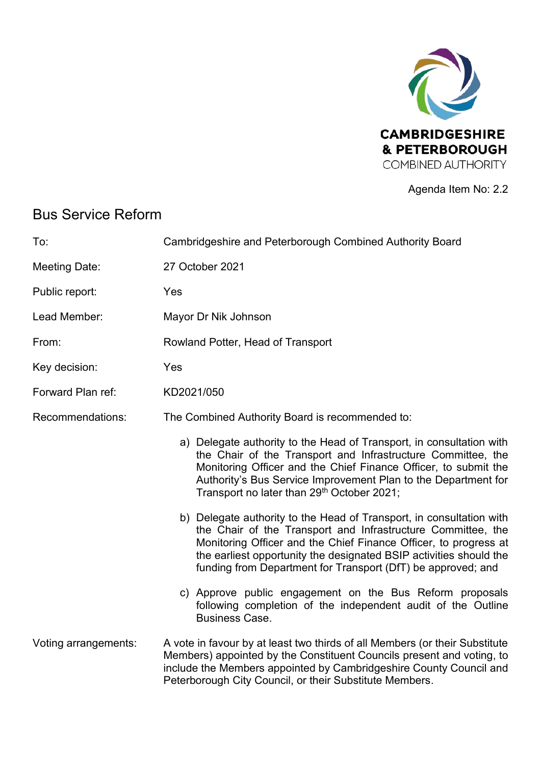CAMBRIDGESHIRE & PETERBOROUGH COMBINED AUTHORITY

Agenda Item No: 2.2

# Bus Service Reform

| | |
|---|---|
| To: | Cambridgeshire and Peterborough Combined Authority Board |
| Meeting Date: | 27 October 2021 |
| Public report: | Yes |
| Lead Member: | Mayor Dr Nik Johnson |
| From: | Rowland Potter, Head of Transport |
| Key decision: | Yes |
| Forward Plan ref: | KD2021/050 |

Recommendations: The Combined Authority Board is recommended to:

a) Delegate authority to the Head of Transport, in consultation with the Chair of the Transport and Infrastructure Committee, the Monitoring Officer and the Chief Finance Officer, to submit the Authority's Bus Service Improvement Plan to the Department for Transport no later than 29th October 2021;

b) Delegate authority to the Head of Transport, in consultation with the Chair of the Transport and Infrastructure Committee, the Monitoring Officer and the Chief Finance Officer, to progress at the earliest opportunity the designated BSIP activities should the funding from Department for Transport (DfT) be approved; and

c) Approve public engagement on the Bus Reform proposals following completion of the independent audit of the Outline Business Case.

Voting arrangements: A vote in favour by at least two thirds of all Members (or their Substitute Members) appointed by the Constituent Councils present and voting, to include the Members appointed by Cambridgeshire County Council and Peterborough City Council, or their Substitute Members.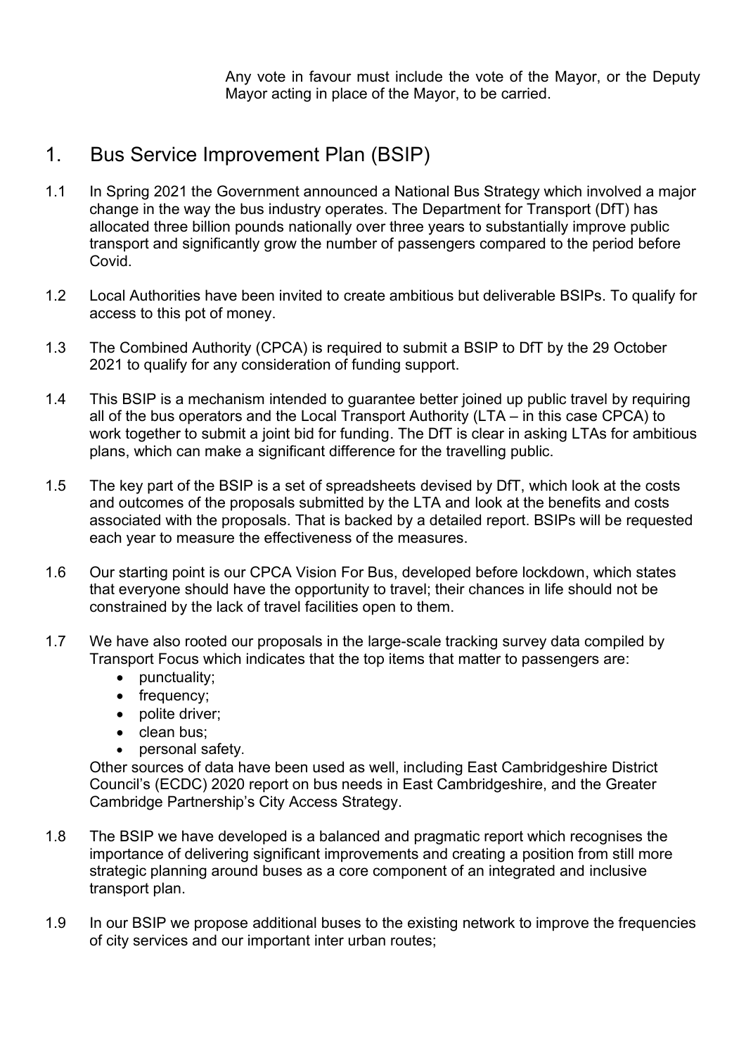Any vote in favour must include the vote of the Mayor, or the Deputy Mayor acting in place of the Mayor, to be carried.

## 1. Bus Service Improvement Plan (BSIP)

1.1 In Spring 2021 the Government announced a National Bus Strategy which involved a major change in the way the bus industry operates. The Department for Transport (DfT) has allocated three billion pounds nationally over three years to substantially improve public transport and significantly grow the number of passengers compared to the period before Covid.

1.2 Local Authorities have been invited to create ambitious but deliverable BSIPs. To qualify for access to this pot of money.

1.3 The Combined Authority (CPCA) is required to submit a BSIP to DfT by the 29 October 2021 to qualify for any consideration of funding support.

1.4 This BSIP is a mechanism intended to guarantee better joined up public travel by requiring all of the bus operators and the Local Transport Authority (LTA – in this case CPCA) to work together to submit a joint bid for funding. The DfT is clear in asking LTAs for ambitious plans, which can make a significant difference for the travelling public.

1.5 The key part of the BSIP is a set of spreadsheets devised by DfT, which look at the costs and outcomes of the proposals submitted by the LTA and look at the benefits and costs associated with the proposals. That is backed by a detailed report. BSIPs will be requested each year to measure the effectiveness of the measures.

1.6 Our starting point is our CPCA Vision For Bus, developed before lockdown, which states that everyone should have the opportunity to travel; their chances in life should not be constrained by the lack of travel facilities open to them.

1.7 We have also rooted our proposals in the large-scale tracking survey data compiled by Transport Focus which indicates that the top items that matter to passengers are:

- punctuality;
- frequency;
- polite driver;
- clean bus;
- personal safety.

Other sources of data have been used as well, including East Cambridgeshire District Council's (ECDC) 2020 report on bus needs in East Cambridgeshire, and the Greater Cambridge Partnership's City Access Strategy.

1.8 The BSIP we have developed is a balanced and pragmatic report which recognises the importance of delivering significant improvements and creating a position from still more strategic planning around buses as a core component of an integrated and inclusive transport plan.

1.9 In our BSIP we propose additional buses to the existing network to improve the frequencies of city services and our important inter urban routes;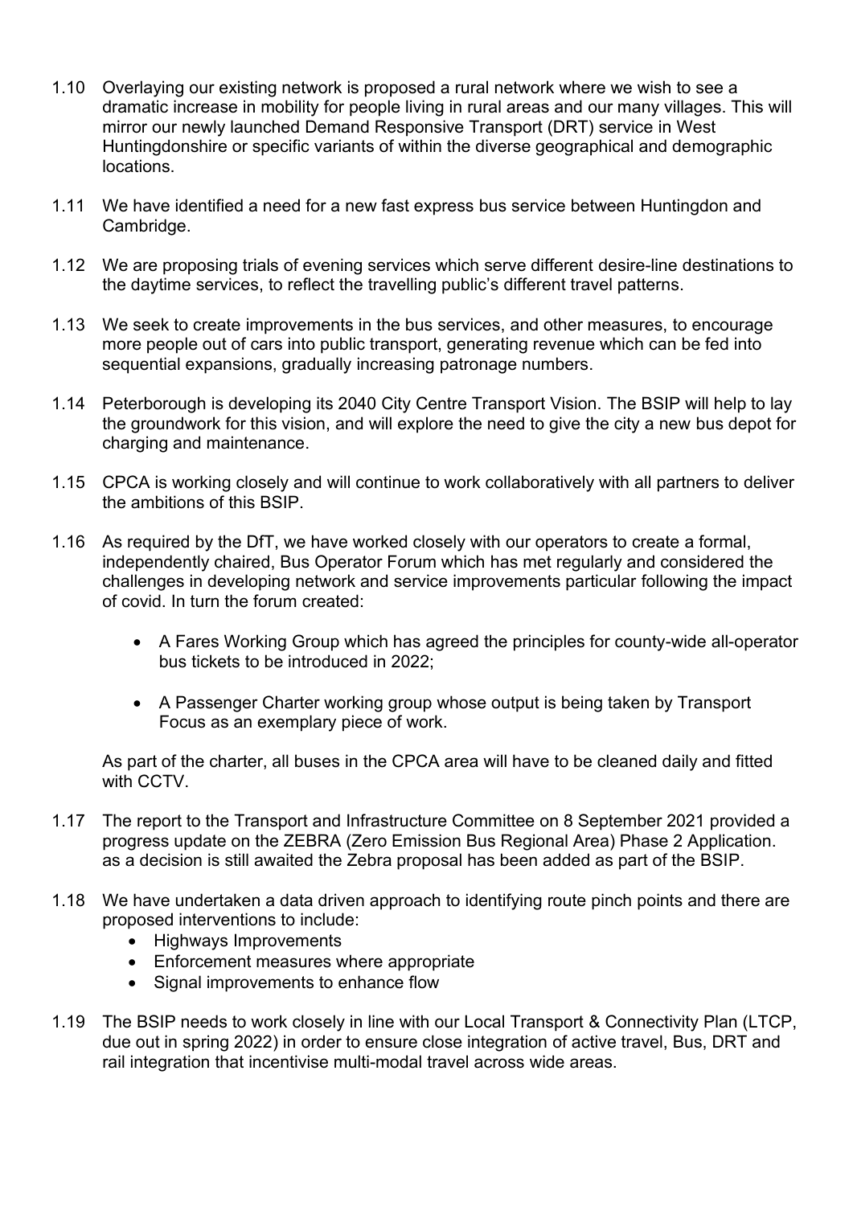1.10 Overlaying our existing network is proposed a rural network where we wish to see a dramatic increase in mobility for people living in rural areas and our many villages. This will mirror our newly launched Demand Responsive Transport (DRT) service in West Huntingdonshire or specific variants of within the diverse geographical and demographic locations.

1.11 We have identified a need for a new fast express bus service between Huntingdon and Cambridge.

1.12 We are proposing trials of evening services which serve different desire-line destinations to the daytime services, to reflect the travelling public's different travel patterns.

1.13 We seek to create improvements in the bus services, and other measures, to encourage more people out of cars into public transport, generating revenue which can be fed into sequential expansions, gradually increasing patronage numbers.

1.14 Peterborough is developing its 2040 City Centre Transport Vision. The BSIP will help to lay the groundwork for this vision, and will explore the need to give the city a new bus depot for charging and maintenance.

1.15 CPCA is working closely and will continue to work collaboratively with all partners to deliver the ambitions of this BSIP.

1.16 As required by the DfT, we have worked closely with our operators to create a formal, independently chaired, Bus Operator Forum which has met regularly and considered the challenges in developing network and service improvements particular following the impact of covid. In turn the forum created:

- A Fares Working Group which has agreed the principles for county-wide all-operator bus tickets to be introduced in 2022;

- A Passenger Charter working group whose output is being taken by Transport Focus as an exemplary piece of work.

As part of the charter, all buses in the CPCA area will have to be cleaned daily and fitted with CCTV.

1.17 The report to the Transport and Infrastructure Committee on 8 September 2021 provided a progress update on the ZEBRA (Zero Emission Bus Regional Area) Phase 2 Application. as a decision is still awaited the Zebra proposal has been added as part of the BSIP.

1.18 We have undertaken a data driven approach to identifying route pinch points and there are proposed interventions to include:

- Highways Improvements
- Enforcement measures where appropriate
- Signal improvements to enhance flow

1.19 The BSIP needs to work closely in line with our Local Transport & Connectivity Plan (LTCP, due out in spring 2022) in order to ensure close integration of active travel, Bus, DRT and rail integration that incentivise multi-modal travel across wide areas.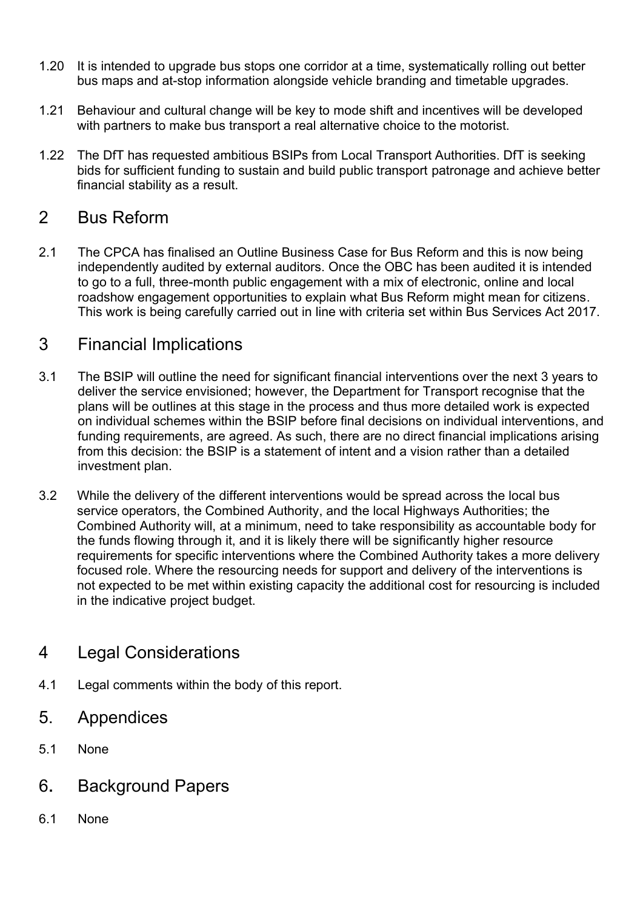1.20 It is intended to upgrade bus stops one corridor at a time, systematically rolling out better bus maps and at-stop information alongside vehicle branding and timetable upgrades.

1.21 Behaviour and cultural change will be key to mode shift and incentives will be developed with partners to make bus transport a real alternative choice to the motorist.

1.22 The DfT has requested ambitious BSIPs from Local Transport Authorities. DfT is seeking bids for sufficient funding to sustain and build public transport patronage and achieve better financial stability as a result.

## 2 Bus Reform

2.1 The CPCA has finalised an Outline Business Case for Bus Reform and this is now being independently audited by external auditors. Once the OBC has been audited it is intended to go to a full, three-month public engagement with a mix of electronic, online and local roadshow engagement opportunities to explain what Bus Reform might mean for citizens. This work is being carefully carried out in line with criteria set within Bus Services Act 2017.

## 3 Financial Implications

3.1 The BSIP will outline the need for significant financial interventions over the next 3 years to deliver the service envisioned; however, the Department for Transport recognise that the plans will be outlines at this stage in the process and thus more detailed work is expected on individual schemes within the BSIP before final decisions on individual interventions, and funding requirements, are agreed. As such, there are no direct financial implications arising from this decision: the BSIP is a statement of intent and a vision rather than a detailed investment plan.

3.2 While the delivery of the different interventions would be spread across the local bus service operators, the Combined Authority, and the local Highways Authorities; the Combined Authority will, at a minimum, need to take responsibility as accountable body for the funds flowing through it, and it is likely there will be significantly higher resource requirements for specific interventions where the Combined Authority takes a more delivery focused role. Where the resourcing needs for support and delivery of the interventions is not expected to be met within existing capacity the additional cost for resourcing is included in the indicative project budget.

## 4 Legal Considerations

4.1 Legal comments within the body of this report.

## 5. Appendices

5.1 None

## 6. Background Papers

6.1 None